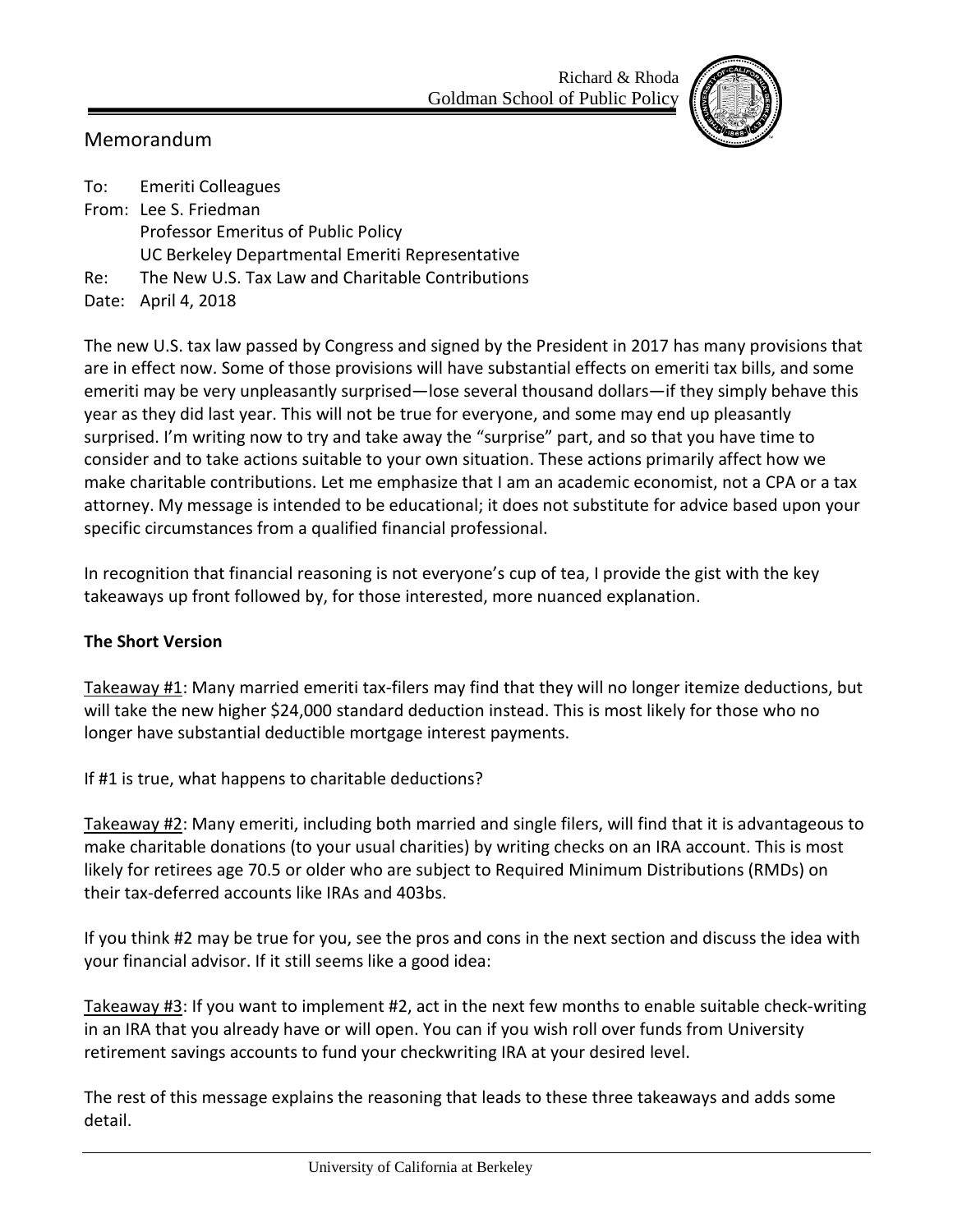Richard & Rhoda
Goldman School of Public Policy

## Memorandum

To: Emeriti Colleagues
From: Lee S. Friedman
Professor Emeritus of Public Policy
UC Berkeley Departmental Emeriti Representative
Re: The New U.S. Tax Law and Charitable Contributions
Date: April 4, 2018

The new U.S. tax law passed by Congress and signed by the President in 2017 has many provisions that are in effect now. Some of those provisions will have substantial effects on emeriti tax bills, and some emeriti may be very unpleasantly surprised—lose several thousand dollars—if they simply behave this year as they did last year. This will not be true for everyone, and some may end up pleasantly surprised. I'm writing now to try and take away the "surprise" part, and so that you have time to consider and to take actions suitable to your own situation. These actions primarily affect how we make charitable contributions. Let me emphasize that I am an academic economist, not a CPA or a tax attorney. My message is intended to be educational; it does not substitute for advice based upon your specific circumstances from a qualified financial professional.

In recognition that financial reasoning is not everyone's cup of tea, I provide the gist with the key takeaways up front followed by, for those interested, more nuanced explanation.

**The Short Version**

Takeaway #1: Many married emeriti tax-filers may find that they will no longer itemize deductions, but will take the new higher $24,000 standard deduction instead. This is most likely for those who no longer have substantial deductible mortgage interest payments.

If #1 is true, what happens to charitable deductions?

Takeaway #2: Many emeriti, including both married and single filers, will find that it is advantageous to make charitable donations (to your usual charities) by writing checks on an IRA account. This is most likely for retirees age 70.5 or older who are subject to Required Minimum Distributions (RMDs) on their tax-deferred accounts like IRAs and 403bs.

If you think #2 may be true for you, see the pros and cons in the next section and discuss the idea with your financial advisor. If it still seems like a good idea:

Takeaway #3: If you want to implement #2, act in the next few months to enable suitable check-writing in an IRA that you already have or will open. You can if you wish roll over funds from University retirement savings accounts to fund your checkwriting IRA at your desired level.

The rest of this message explains the reasoning that leads to these three takeaways and adds some detail.

University of California at Berkeley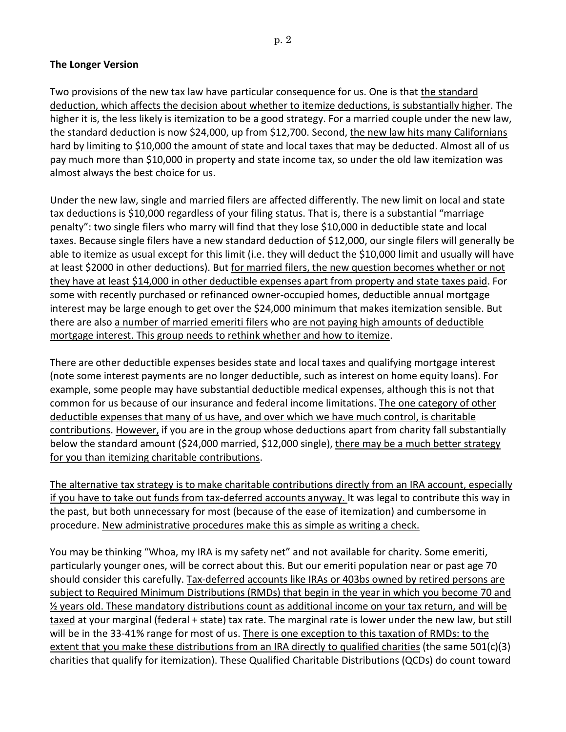**The Longer Version**

Two provisions of the new tax law have particular consequence for us. One is that <u>the standard deduction, which affects the decision about whether to itemize deductions, is substantially higher</u>. The higher it is, the less likely is itemization to be a good strategy. For a married couple under the new law, the standard deduction is now $24,000, up from $12,700. Second, <u>the new law hits many Californians hard by limiting to $10,000 the amount of state and local taxes that may be deducted</u>. Almost all of us pay much more than $10,000 in property and state income tax, so under the old law itemization was almost always the best choice for us.

Under the new law, single and married filers are affected differently. The new limit on local and state tax deductions is $10,000 regardless of your filing status. That is, there is a substantial "marriage penalty": two single filers who marry will find that they lose $10,000 in deductible state and local taxes. Because single filers have a new standard deduction of $12,000, our single filers will generally be able to itemize as usual except for this limit (i.e. they will deduct the $10,000 limit and usually will have at least $2000 in other deductions). But <u>for married filers, the new question becomes whether or not they have at least $14,000 in other deductible expenses apart from property and state taxes paid</u>. For some with recently purchased or refinanced owner-occupied homes, deductible annual mortgage interest may be large enough to get over the $24,000 minimum that makes itemization sensible. But there are also <u>a number of married emeriti filers</u> who <u>are not paying high amounts of deductible mortgage interest. This group needs to rethink whether and how to itemize</u>.

There are other deductible expenses besides state and local taxes and qualifying mortgage interest (note some interest payments are no longer deductible, such as interest on home equity loans). For example, some people may have substantial deductible medical expenses, although this is not that common for us because of our insurance and federal income limitations. <u>The one category of other deductible expenses that many of us have, and over which we have much control, is charitable contributions</u>. <u>However,</u> if you are in the group whose deductions apart from charity fall substantially below the standard amount ($24,000 married, $12,000 single), <u>there may be a much better strategy for you than itemizing charitable contributions</u>.

<u>The alternative tax strategy is to make charitable contributions directly from an IRA account, especially if you have to take out funds from tax-deferred accounts anyway.</u> It was legal to contribute this way in the past, but both unnecessary for most (because of the ease of itemization) and cumbersome in procedure. <u>New administrative procedures make this as simple as writing a check.</u>

You may be thinking "Whoa, my IRA is my safety net" and not available for charity. Some emeriti, particularly younger ones, will be correct about this. But our emeriti population near or past age 70 should consider this carefully. <u>Tax-deferred accounts like IRAs or 403bs owned by retired persons are subject to Required Minimum Distributions (RMDs) that begin in the year in which you become 70 and ½ years old. These mandatory distributions count as additional income on your tax return, and will be taxed</u> at your marginal (federal + state) tax rate. The marginal rate is lower under the new law, but still will be in the 33-41% range for most of us. <u>There is one exception to this taxation of RMDs: to the extent that you make these distributions from an IRA directly to qualified charities</u> (the same 501(c)(3) charities that qualify for itemization). These Qualified Charitable Distributions (QCDs) do count toward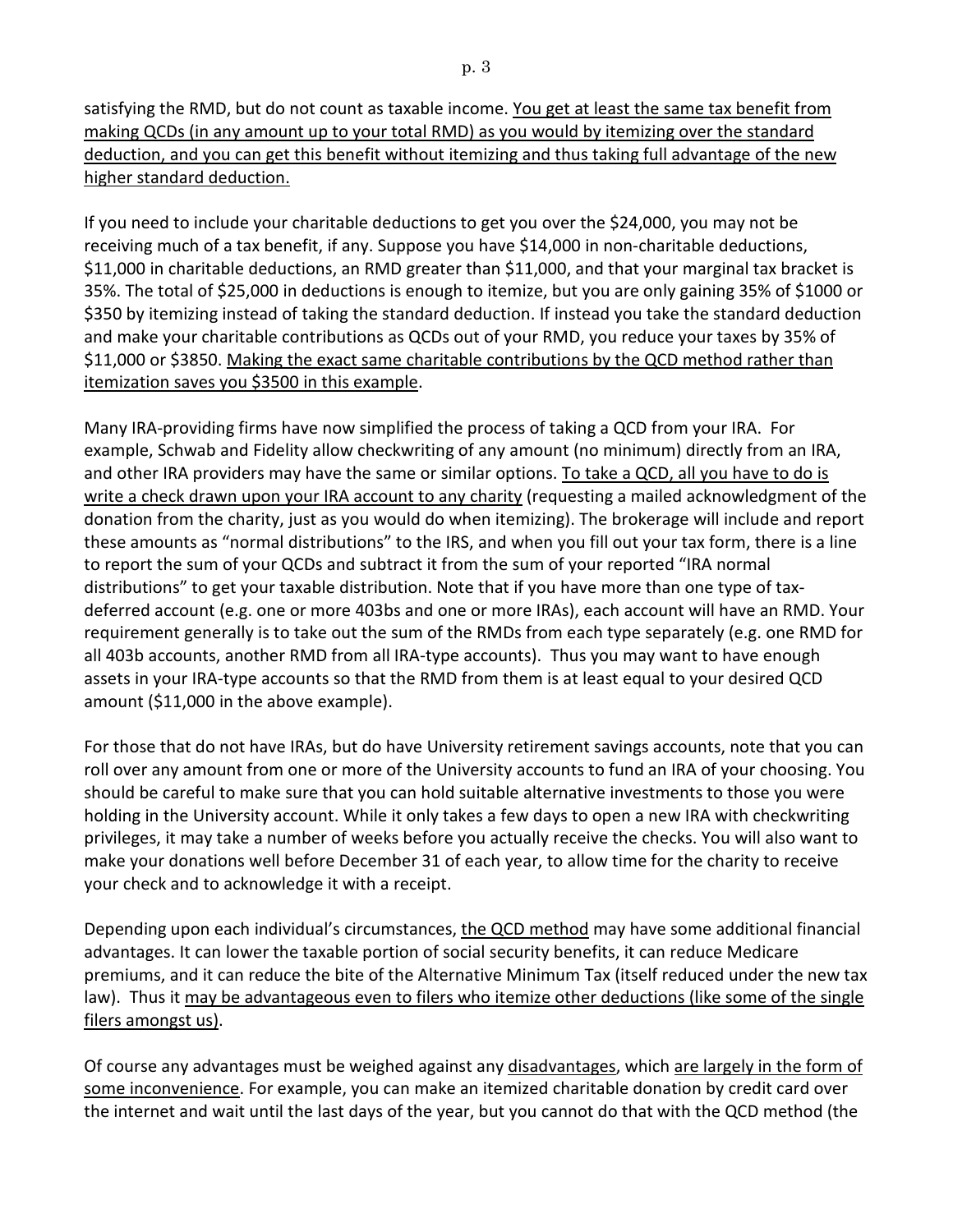satisfying the RMD, but do not count as taxable income. <u>You get at least the same tax benefit from making QCDs (in any amount up to your total RMD) as you would by itemizing over the standard deduction, and you can get this benefit without itemizing and thus taking full advantage of the new higher standard deduction.</u>

If you need to include your charitable deductions to get you over the $24,000, you may not be receiving much of a tax benefit, if any. Suppose you have $14,000 in non-charitable deductions, $11,000 in charitable deductions, an RMD greater than $11,000, and that your marginal tax bracket is 35%. The total of $25,000 in deductions is enough to itemize, but you are only gaining 35% of $1000 or $350 by itemizing instead of taking the standard deduction. If instead you take the standard deduction and make your charitable contributions as QCDs out of your RMD, you reduce your taxes by 35% of $11,000 or $3850. <u>Making the exact same charitable contributions by the QCD method rather than itemization saves you $3500 in this example</u>.

Many IRA-providing firms have now simplified the process of taking a QCD from your IRA. For example, Schwab and Fidelity allow checkwriting of any amount (no minimum) directly from an IRA, and other IRA providers may have the same or similar options. <u>To take a QCD, all you have to do is write a check drawn upon your IRA account to any charity</u> (requesting a mailed acknowledgment of the donation from the charity, just as you would do when itemizing). The brokerage will include and report these amounts as "normal distributions" to the IRS, and when you fill out your tax form, there is a line to report the sum of your QCDs and subtract it from the sum of your reported "IRA normal distributions" to get your taxable distribution. Note that if you have more than one type of tax-deferred account (e.g. one or more 403bs and one or more IRAs), each account will have an RMD. Your requirement generally is to take out the sum of the RMDs from each type separately (e.g. one RMD for all 403b accounts, another RMD from all IRA-type accounts). Thus you may want to have enough assets in your IRA-type accounts so that the RMD from them is at least equal to your desired QCD amount ($11,000 in the above example).

For those that do not have IRAs, but do have University retirement savings accounts, note that you can roll over any amount from one or more of the University accounts to fund an IRA of your choosing. You should be careful to make sure that you can hold suitable alternative investments to those you were holding in the University account. While it only takes a few days to open a new IRA with checkwriting privileges, it may take a number of weeks before you actually receive the checks. You will also want to make your donations well before December 31 of each year, to allow time for the charity to receive your check and to acknowledge it with a receipt.

Depending upon each individual's circumstances, <u>the QCD method</u> may have some additional financial advantages. It can lower the taxable portion of social security benefits, it can reduce Medicare premiums, and it can reduce the bite of the Alternative Minimum Tax (itself reduced under the new tax law). Thus it <u>may be advantageous even to filers who itemize other deductions (like some of the single filers amongst us)</u>.

Of course any advantages must be weighed against any <u>disadvantages</u>, which <u>are largely in the form of some inconvenience</u>. For example, you can make an itemized charitable donation by credit card over the internet and wait until the last days of the year, but you cannot do that with the QCD method (the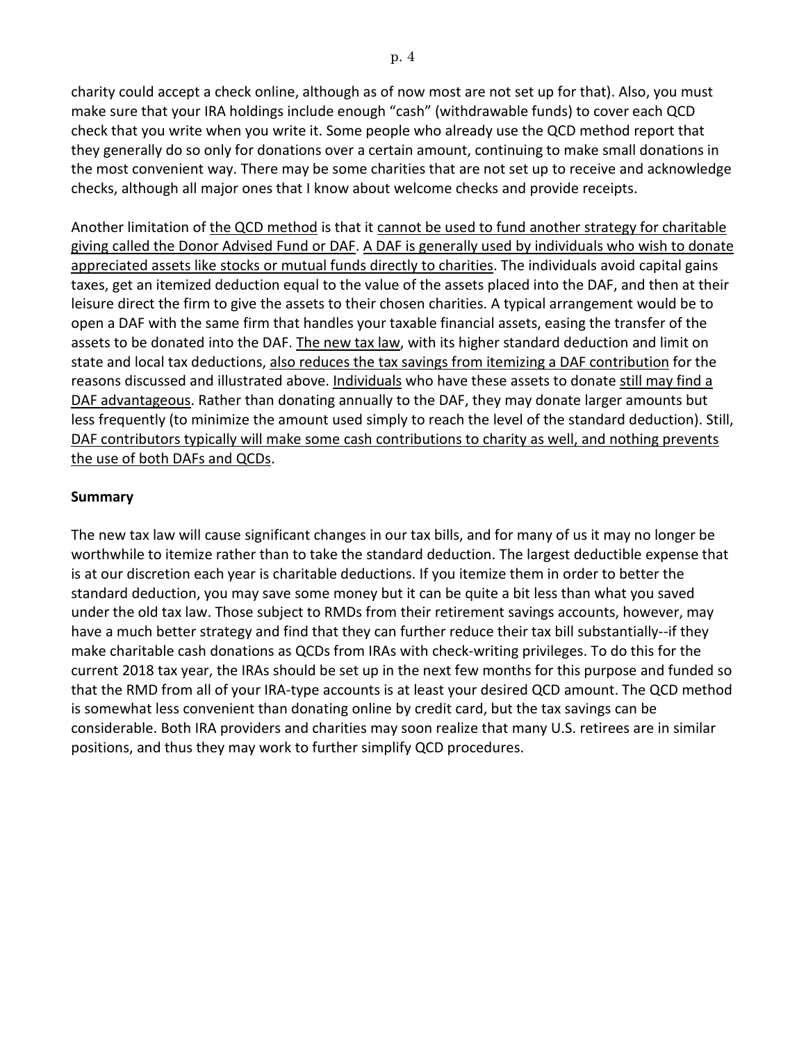charity could accept a check online, although as of now most are not set up for that). Also, you must make sure that your IRA holdings include enough "cash" (withdrawable funds) to cover each QCD check that you write when you write it. Some people who already use the QCD method report that they generally do so only for donations over a certain amount, continuing to make small donations in the most convenient way. There may be some charities that are not set up to receive and acknowledge checks, although all major ones that I know about welcome checks and provide receipts.

Another limitation of <u>the QCD method</u> is that it <u>cannot be used to fund another strategy for charitable giving called the Donor Advised Fund or DAF</u>. <u>A DAF is generally used by individuals who wish to donate appreciated assets like stocks or mutual funds directly to charities</u>. The individuals avoid capital gains taxes, get an itemized deduction equal to the value of the assets placed into the DAF, and then at their leisure direct the firm to give the assets to their chosen charities. A typical arrangement would be to open a DAF with the same firm that handles your taxable financial assets, easing the transfer of the assets to be donated into the DAF. <u>The new tax law</u>, with its higher standard deduction and limit on state and local tax deductions, <u>also reduces the tax savings from itemizing a DAF contribution</u> for the reasons discussed and illustrated above. <u>Individuals</u> who have these assets to donate <u>still may find a DAF advantageous</u>. Rather than donating annually to the DAF, they may donate larger amounts but less frequently (to minimize the amount used simply to reach the level of the standard deduction). Still, <u>DAF contributors typically will make some cash contributions to charity as well, and nothing prevents the use of both DAFs and QCDs</u>.

**Summary**

The new tax law will cause significant changes in our tax bills, and for many of us it may no longer be worthwhile to itemize rather than to take the standard deduction. The largest deductible expense that is at our discretion each year is charitable deductions. If you itemize them in order to better the standard deduction, you may save some money but it can be quite a bit less than what you saved under the old tax law. Those subject to RMDs from their retirement savings accounts, however, may have a much better strategy and find that they can further reduce their tax bill substantially--if they make charitable cash donations as QCDs from IRAs with check-writing privileges. To do this for the current 2018 tax year, the IRAs should be set up in the next few months for this purpose and funded so that the RMD from all of your IRA-type accounts is at least your desired QCD amount. The QCD method is somewhat less convenient than donating online by credit card, but the tax savings can be considerable. Both IRA providers and charities may soon realize that many U.S. retirees are in similar positions, and thus they may work to further simplify QCD procedures.